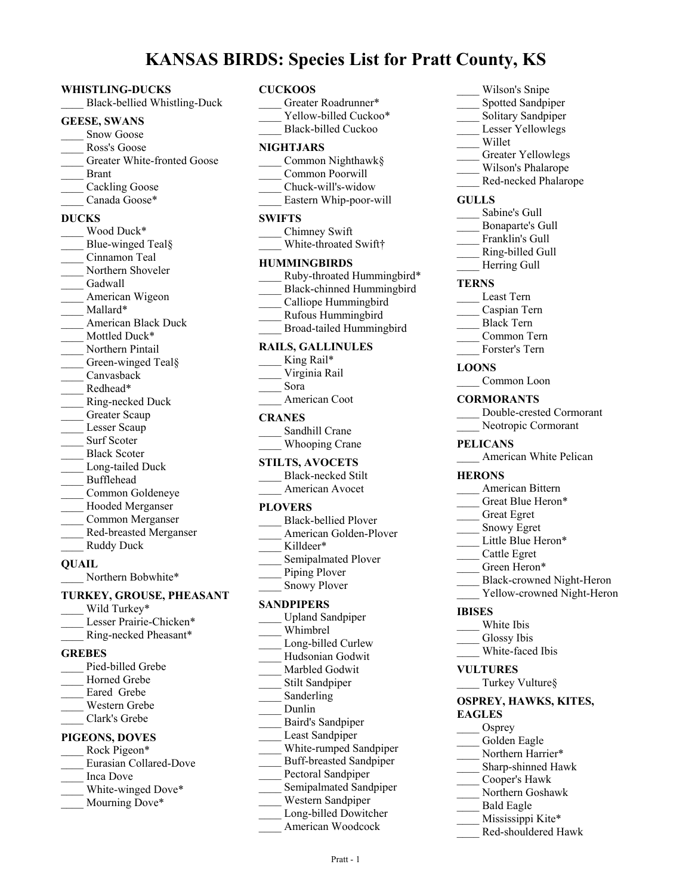# KANSAS BIRDS: Species List for Pratt County, KS

**WHISTLING-DUCKS**
____ Black-bellied Whistling-Duck

**GEESE, SWANS**
____ Snow Goose
____ Ross's Goose
____ Greater White-fronted Goose
____ Brant
____ Cackling Goose
____ Canada Goose*

**DUCKS**
____ Wood Duck*
____ Blue-winged Teal§
____ Cinnamon Teal
____ Northern Shoveler
____ Gadwall
____ American Wigeon
____ Mallard*
____ American Black Duck
____ Mottled Duck*
____ Northern Pintail
____ Green-winged Teal§
____ Canvasback
____ Redhead*
____ Ring-necked Duck
____ Greater Scaup
____ Lesser Scaup
____ Surf Scoter
____ Black Scoter
____ Long-tailed Duck
____ Bufflehead
____ Common Goldeneye
____ Hooded Merganser
____ Common Merganser
____ Red-breasted Merganser
____ Ruddy Duck

**QUAIL**
____ Northern Bobwhite*

**TURKEY, GROUSE, PHEASANT**
____ Wild Turkey*
____ Lesser Prairie-Chicken*
____ Ring-necked Pheasant*

**GREBES**
____ Pied-billed Grebe
____ Horned Grebe
____ Eared Grebe
____ Western Grebe
____ Clark's Grebe

**PIGEONS, DOVES**
____ Rock Pigeon*
____ Eurasian Collared-Dove
____ Inca Dove
____ White-winged Dove*
____ Mourning Dove*

**CUCKOOS**
____ Greater Roadrunner*
____ Yellow-billed Cuckoo*
____ Black-billed Cuckoo

**NIGHTJARS**
____ Common Nighthawk§
____ Common Poorwill
____ Chuck-will's-widow
____ Eastern Whip-poor-will

**SWIFTS**
____ Chimney Swift
____ White-throated Swift†

**HUMMINGBIRDS**
____ Ruby-throated Hummingbird*
____ Black-chinned Hummingbird
____ Calliope Hummingbird
____ Rufous Hummingbird
____ Broad-tailed Hummingbird

**RAILS, GALLINULES**
____ King Rail*
____ Virginia Rail
____ Sora
____ American Coot

**CRANES**
____ Sandhill Crane
____ Whooping Crane

**STILTS, AVOCETS**
____ Black-necked Stilt
____ American Avocet

**PLOVERS**
____ Black-bellied Plover
____ American Golden-Plover
____ Killdeer*
____ Semipalmated Plover
____ Piping Plover
____ Snowy Plover

**SANDPIPERS**
____ Upland Sandpiper
____ Whimbrel
____ Long-billed Curlew
____ Hudsonian Godwit
____ Marbled Godwit
____ Stilt Sandpiper
____ Sanderling
____ Dunlin
____ Baird's Sandpiper
____ Least Sandpiper
____ White-rumped Sandpiper
____ Buff-breasted Sandpiper
____ Pectoral Sandpiper
____ Semipalmated Sandpiper
____ Western Sandpiper
____ Long-billed Dowitcher
____ American Woodcock
____ Wilson's Snipe
____ Spotted Sandpiper
____ Solitary Sandpiper
____ Lesser Yellowlegs
____ Willet
____ Greater Yellowlegs
____ Wilson's Phalarope
____ Red-necked Phalarope

**GULLS**
____ Sabine's Gull
____ Bonaparte's Gull
____ Franklin's Gull
____ Ring-billed Gull
____ Herring Gull

**TERNS**
____ Least Tern
____ Caspian Tern
____ Black Tern
____ Common Tern
____ Forster's Tern

**LOONS**
____ Common Loon

**CORMORANTS**
____ Double-crested Cormorant
____ Neotropic Cormorant

**PELICANS**
____ American White Pelican

**HERONS**
____ American Bittern
____ Great Blue Heron*
____ Great Egret
____ Snowy Egret
____ Little Blue Heron*
____ Cattle Egret
____ Green Heron*
____ Black-crowned Night-Heron
____ Yellow-crowned Night-Heron

**IBISES**
____ White Ibis
____ Glossy Ibis
____ White-faced Ibis

**VULTURES**
____ Turkey Vulture§

**OSPREY, HAWKS, KITES, EAGLES**
____ Osprey
____ Golden Eagle
____ Northern Harrier*
____ Sharp-shinned Hawk
____ Cooper's Hawk
____ Northern Goshawk
____ Bald Eagle
____ Mississippi Kite*
____ Red-shouldered Hawk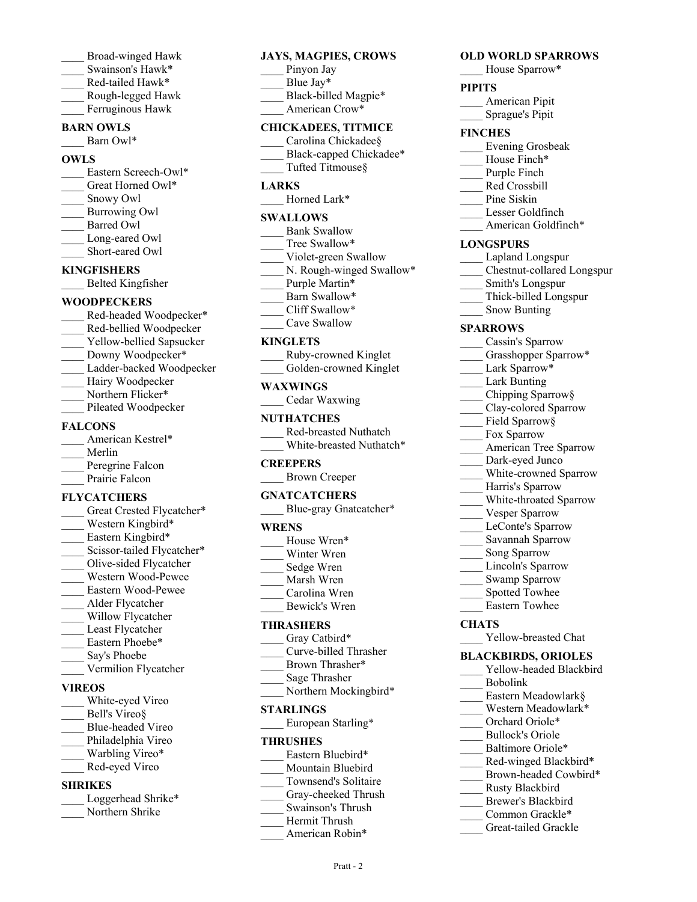____ Broad-winged Hawk
____ Swainson's Hawk*
____ Red-tailed Hawk*
____ Rough-legged Hawk
____ Ferruginous Hawk

**BARN OWLS**

____ Barn Owl*

**OWLS**

____ Eastern Screech-Owl*
____ Great Horned Owl*
____ Snowy Owl
____ Burrowing Owl
____ Barred Owl
____ Long-eared Owl
____ Short-eared Owl

**KINGFISHERS**

____ Belted Kingfisher

**WOODPECKERS**

____ Red-headed Woodpecker*
____ Red-bellied Woodpecker
____ Yellow-bellied Sapsucker
____ Downy Woodpecker*
____ Ladder-backed Woodpecker
____ Hairy Woodpecker
____ Northern Flicker*
____ Pileated Woodpecker

**FALCONS**

____ American Kestrel*
____ Merlin
____ Peregrine Falcon
____ Prairie Falcon

**FLYCATCHERS**

____ Great Crested Flycatcher*
____ Western Kingbird*
____ Eastern Kingbird*
____ Scissor-tailed Flycatcher*
____ Olive-sided Flycatcher
____ Western Wood-Pewee
____ Eastern Wood-Pewee
____ Alder Flycatcher
____ Willow Flycatcher
____ Least Flycatcher
____ Eastern Phoebe*
____ Say's Phoebe
____ Vermilion Flycatcher

**VIREOS**

____ White-eyed Vireo
____ Bell's Vireo§
____ Blue-headed Vireo
____ Philadelphia Vireo
____ Warbling Vireo*
____ Red-eyed Vireo

**SHRIKES**

____ Loggerhead Shrike*
____ Northern Shrike

**JAYS, MAGPIES, CROWS**

____ Pinyon Jay
____ Blue Jay*
____ Black-billed Magpie*
____ American Crow*

**CHICKADEES, TITMICE**

____ Carolina Chickadee§
____ Black-capped Chickadee*
____ Tufted Titmouse§

**LARKS**

____ Horned Lark*

**SWALLOWS**

____ Bank Swallow
____ Tree Swallow*
____ Violet-green Swallow
____ N. Rough-winged Swallow*
____ Purple Martin*
____ Barn Swallow*
____ Cliff Swallow*
____ Cave Swallow

**KINGLETS**

____ Ruby-crowned Kinglet
____ Golden-crowned Kinglet

**WAXWINGS**

____ Cedar Waxwing

**NUTHATCHES**

____ Red-breasted Nuthatch
____ White-breasted Nuthatch*

**CREEPERS**

____ Brown Creeper

**GNATCATCHERS**

____ Blue-gray Gnatcatcher*

**WRENS**

____ House Wren*
____ Winter Wren
____ Sedge Wren
____ Marsh Wren
____ Carolina Wren
____ Bewick's Wren

**THRASHERS**

____ Gray Catbird*
____ Curve-billed Thrasher
____ Brown Thrasher*
____ Sage Thrasher
____ Northern Mockingbird*

**STARLINGS**

____ European Starling*

**THRUSHES**

____ Eastern Bluebird*
____ Mountain Bluebird
____ Townsend's Solitaire
____ Gray-cheeked Thrush
____ Swainson's Thrush
____ Hermit Thrush
____ American Robin*

**OLD WORLD SPARROWS**

____ House Sparrow*

**PIPITS**

____ American Pipit
____ Sprague's Pipit

**FINCHES**

____ Evening Grosbeak
____ House Finch*
____ Purple Finch
____ Red Crossbill
____ Pine Siskin
____ Lesser Goldfinch
____ American Goldfinch*

**LONGSPURS**

____ Lapland Longspur
____ Chestnut-collared Longspur
____ Smith's Longspur
____ Thick-billed Longspur
____ Snow Bunting

**SPARROWS**

____ Cassin's Sparrow
____ Grasshopper Sparrow*
____ Lark Sparrow*
____ Lark Bunting
____ Chipping Sparrow§
____ Clay-colored Sparrow
____ Field Sparrow§
____ Fox Sparrow
____ American Tree Sparrow
____ Dark-eyed Junco
____ White-crowned Sparrow
____ Harris's Sparrow
____ White-throated Sparrow
____ Vesper Sparrow
____ LeConte's Sparrow
____ Savannah Sparrow
____ Song Sparrow
____ Lincoln's Sparrow
____ Swamp Sparrow
____ Spotted Towhee
____ Eastern Towhee

**CHATS**

____ Yellow-breasted Chat

**BLACKBIRDS, ORIOLES**

____ Yellow-headed Blackbird
____ Bobolink
____ Eastern Meadowlark§
____ Western Meadowlark*
____ Orchard Oriole*
____ Bullock's Oriole
____ Baltimore Oriole*
____ Red-winged Blackbird*
____ Brown-headed Cowbird*
____ Rusty Blackbird
____ Brewer's Blackbird
____ Common Grackle*
____ Great-tailed Grackle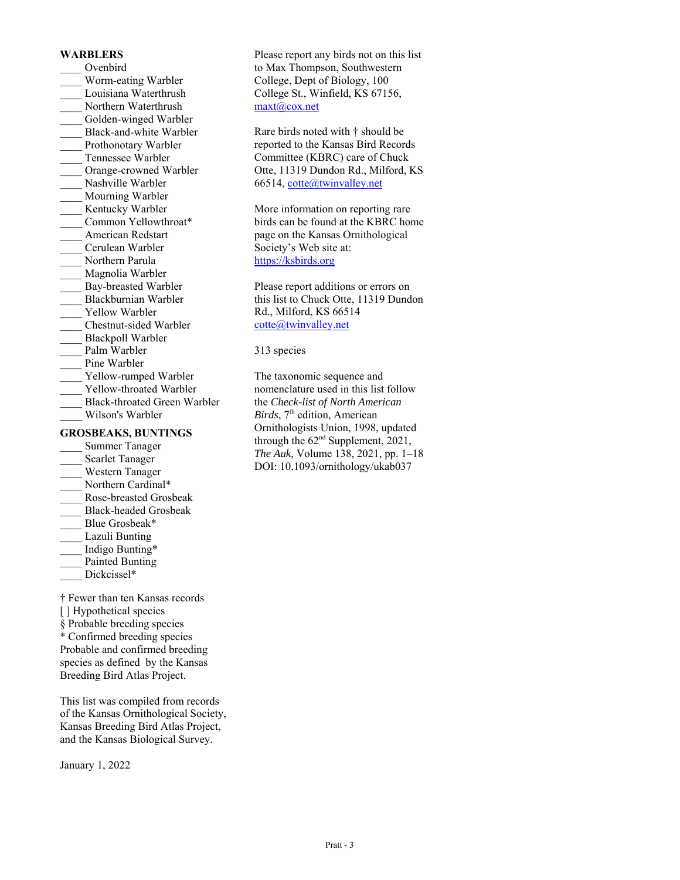## WARBLERS

____ Ovenbird
____ Worm-eating Warbler
____ Louisiana Waterthrush
____ Northern Waterthrush
____ Golden-winged Warbler
____ Black-and-white Warbler
____ Prothonotary Warbler
____ Tennessee Warbler
____ Orange-crowned Warbler
____ Nashville Warbler
____ Mourning Warbler
____ Kentucky Warbler
____ Common Yellowthroat*
____ American Redstart
____ Cerulean Warbler
____ Northern Parula
____ Magnolia Warbler
____ Bay-breasted Warbler
____ Blackburnian Warbler
____ Yellow Warbler
____ Chestnut-sided Warbler
____ Blackpoll Warbler
____ Palm Warbler
____ Pine Warbler
____ Yellow-rumped Warbler
____ Yellow-throated Warbler
____ Black-throated Green Warbler
____ Wilson's Warbler

## GROSBEAKS, BUNTINGS

____ Summer Tanager
____ Scarlet Tanager
____ Western Tanager
____ Northern Cardinal*
____ Rose-breasted Grosbeak
____ Black-headed Grosbeak
____ Blue Grosbeak*
____ Lazuli Bunting
____ Indigo Bunting*
____ Painted Bunting
____ Dickcissel*

† Fewer than ten Kansas records
[ ] Hypothetical species
§ Probable breeding species
* Confirmed breeding species
Probable and confirmed breeding species as defined by the Kansas Breeding Bird Atlas Project.

This list was compiled from records of the Kansas Ornithological Society, Kansas Breeding Bird Atlas Project, and the Kansas Biological Survey.

January 1, 2022

Please report any birds not on this list to Max Thompson, Southwestern College, Dept of Biology, 100 College St., Winfield, KS 67156, maxt@cox.net

Rare birds noted with † should be reported to the Kansas Bird Records Committee (KBRC) care of Chuck Otte, 11319 Dundon Rd., Milford, KS 66514, cotte@twinvalley.net

More information on reporting rare birds can be found at the KBRC home page on the Kansas Ornithological Society's Web site at: https://ksbirds.org

Please report additions or errors on this list to Chuck Otte, 11319 Dundon Rd., Milford, KS 66514 cotte@twinvalley.net

313 species

The taxonomic sequence and nomenclature used in this list follow the *Check-list of North American Birds*, 7th edition, American Ornithologists Union, 1998, updated through the 62nd Supplement, 2021, *The Auk*, Volume 138, 2021, pp. 1–18 DOI: 10.1093/ornithology/ukab037